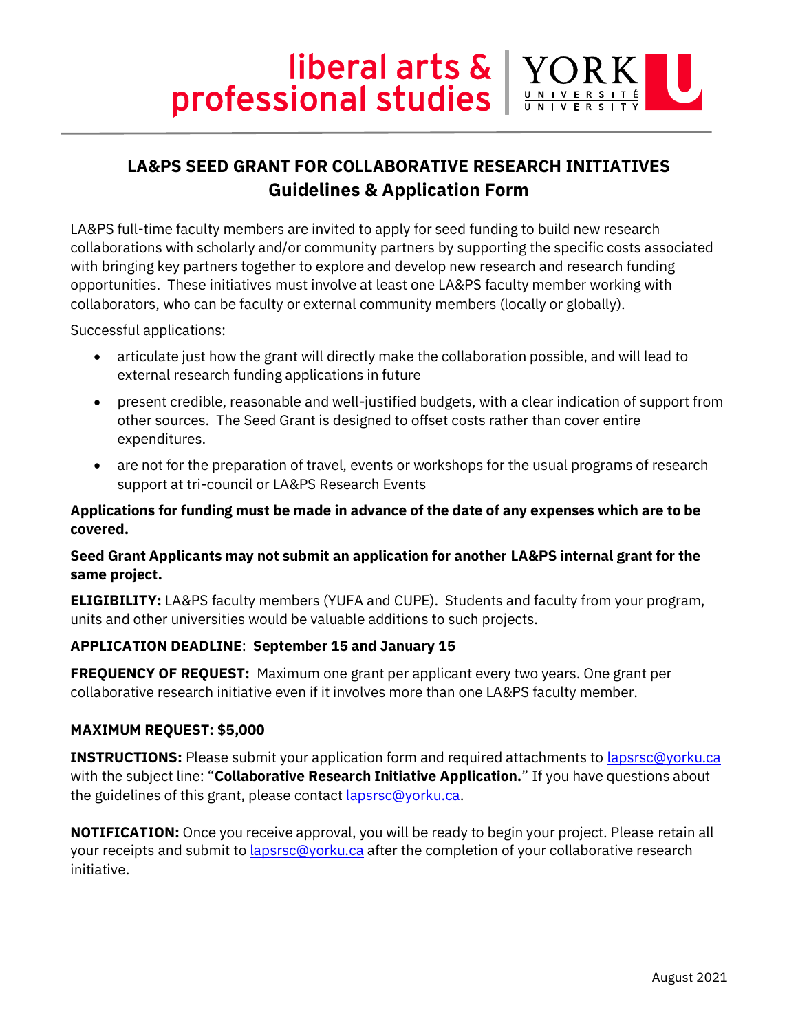# LA&PS SEED GRANT FOR COLLABORATIVE RESEARCH INITIATIVES
## Guidelines & Application Form

LA&PS full-time faculty members are invited to apply for seed funding to build new research collaborations with scholarly and/or community partners by supporting the specific costs associated with bringing key partners together to explore and develop new research and research funding opportunities. These initiatives must involve at least one LA&PS faculty member working with collaborators, who can be faculty or external community members (locally or globally).

Successful applications:

- articulate just how the grant will directly make the collaboration possible, and will lead to external research funding applications in future
- present credible, reasonable and well-justified budgets, with a clear indication of support from other sources. The Seed Grant is designed to offset costs rather than cover entire expenditures.
- are not for the preparation of travel, events or workshops for the usual programs of research support at tri-council or LA&PS Research Events

**Applications for funding must be made in advance of the date of any expenses which are to be covered.**

**Seed Grant Applicants may not submit an application for another LA&PS internal grant for the same project.**

**ELIGIBILITY:** LA&PS faculty members (YUFA and CUPE). Students and faculty from your program, units and other universities would be valuable additions to such projects.

**APPLICATION DEADLINE**: **September 15 and January 15**

**FREQUENCY OF REQUEST:** Maximum one grant per applicant every two years. One grant per collaborative research initiative even if it involves more than one LA&PS faculty member.

**MAXIMUM REQUEST: $5,000**

**INSTRUCTIONS:** Please submit your application form and required attachments to lapsrsc@yorku.ca with the subject line: "**Collaborative Research Initiative Application.**" If you have questions about the guidelines of this grant, please contact lapsrsc@yorku.ca.

**NOTIFICATION:** Once you receive approval, you will be ready to begin your project. Please retain all your receipts and submit to lapsrsc@yorku.ca after the completion of your collaborative research initiative.

August 2021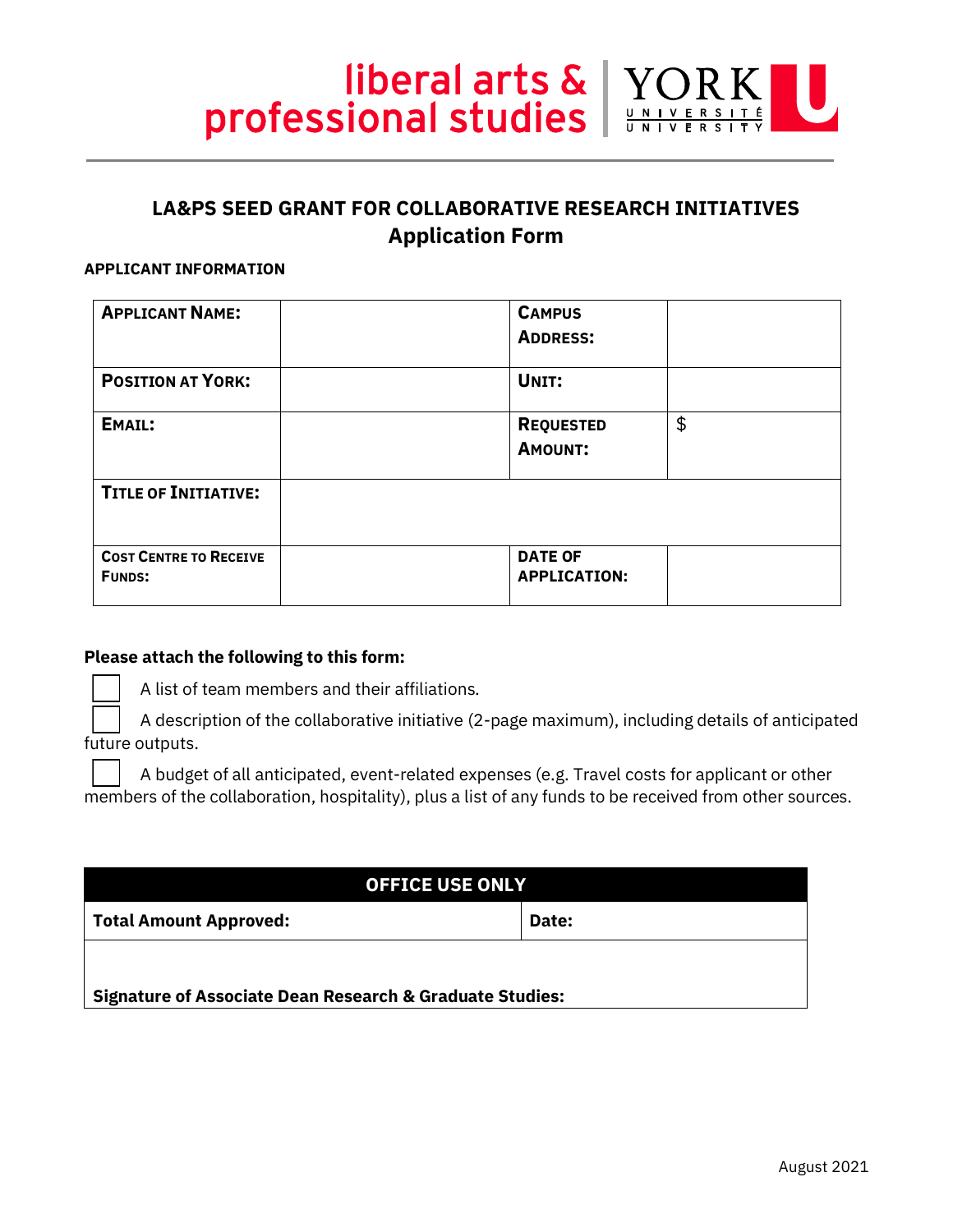liberal arts & professional studies | YORK U UNIVERSITÉ UNIVERSITY

## LA&PS SEED GRANT FOR COLLABORATIVE RESEARCH INITIATIVES
## Application Form

**APPLICANT INFORMATION**

| | | | |
|---|---|---|---|
| **APPLICANT NAME:** | | **CAMPUS ADDRESS:** | |
| **POSITION AT YORK:** | | **UNIT:** | |
| **EMAIL:** | | **REQUESTED AMOUNT:** | $ |
| **TITLE OF INITIATIVE:** | | | |
| **COST CENTRE TO RECEIVE FUNDS:** | | **DATE OF APPLICATION:** | |

**Please attach the following to this form:**

- ☐ A list of team members and their affiliations.
- ☐ A description of the collaborative initiative (2-page maximum), including details of anticipated future outputs.
- ☐ A budget of all anticipated, event-related expenses (e.g. Travel costs for applicant or other members of the collaboration, hospitality), plus a list of any funds to be received from other sources.

| OFFICE USE ONLY | |
|---|---|
| **Total Amount Approved:** | **Date:** |
| **Signature of Associate Dean Research & Graduate Studies:** | |

August 2021